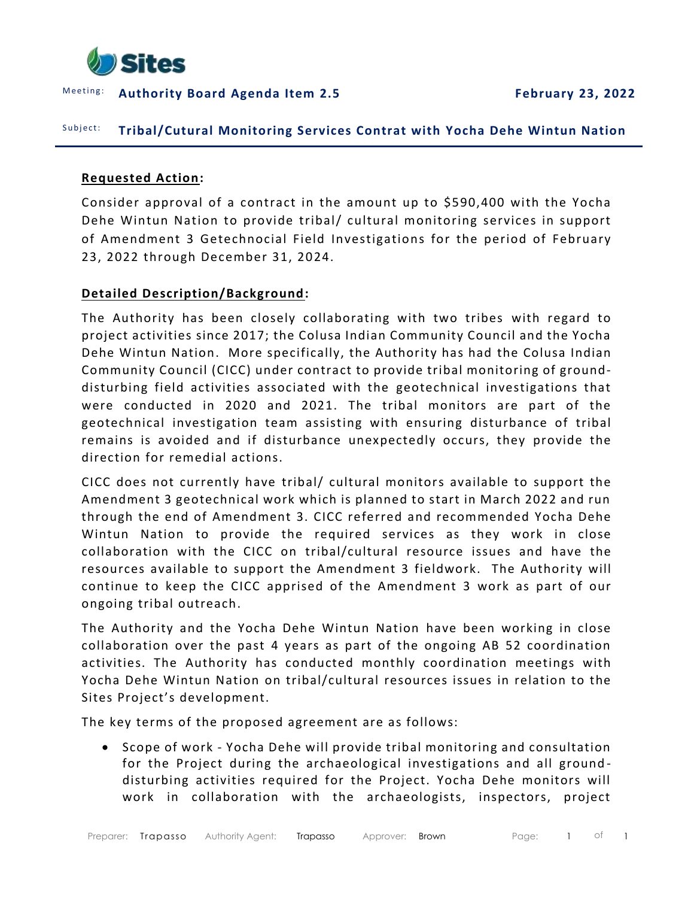Meeting: **Authority Board Agenda Item 2.5** **February 23, 2022**

Subject: **Tribal/Cutural Monitoring Services Contrat with Yocha Dehe Wintun Nation**

**Requested Action:**

Consider approval of a contract in the amount up to $590,400 with the Yocha Dehe Wintun Nation to provide tribal/ cultural monitoring services in support of Amendment 3 Getechnocial Field Investigations for the period of February 23, 2022 through December 31, 2024.

**Detailed Description/Background:**

The Authority has been closely collaborating with two tribes with regard to project activities since 2017; the Colusa Indian Community Council and the Yocha Dehe Wintun Nation. More specifically, the Authority has had the Colusa Indian Community Council (CICC) under contract to provide tribal monitoring of ground-disturbing field activities associated with the geotechnical investigations that were conducted in 2020 and 2021. The tribal monitors are part of the geotechnical investigation team assisting with ensuring disturbance of tribal remains is avoided and if disturbance unexpectedly occurs, they provide the direction for remedial actions.

CICC does not currently have tribal/ cultural monitors available to support the Amendment 3 geotechnical work which is planned to start in March 2022 and run through the end of Amendment 3. CICC referred and recommended Yocha Dehe Wintun Nation to provide the required services as they work in close collaboration with the CICC on tribal/cultural resource issues and have the resources available to support the Amendment 3 fieldwork. The Authority will continue to keep the CICC apprised of the Amendment 3 work as part of our ongoing tribal outreach.

The Authority and the Yocha Dehe Wintun Nation have been working in close collaboration over the past 4 years as part of the ongoing AB 52 coordination activities. The Authority has conducted monthly coordination meetings with Yocha Dehe Wintun Nation on tribal/cultural resources issues in relation to the Sites Project's development.

The key terms of the proposed agreement are as follows:

- Scope of work - Yocha Dehe will provide tribal monitoring and consultation for the Project during the archaeological investigations and all ground-disturbing activities required for the Project. Yocha Dehe monitors will work in collaboration with the archaeologists, inspectors, project

Preparer: Trapasso Authority Agent: Trapasso Approver: Brown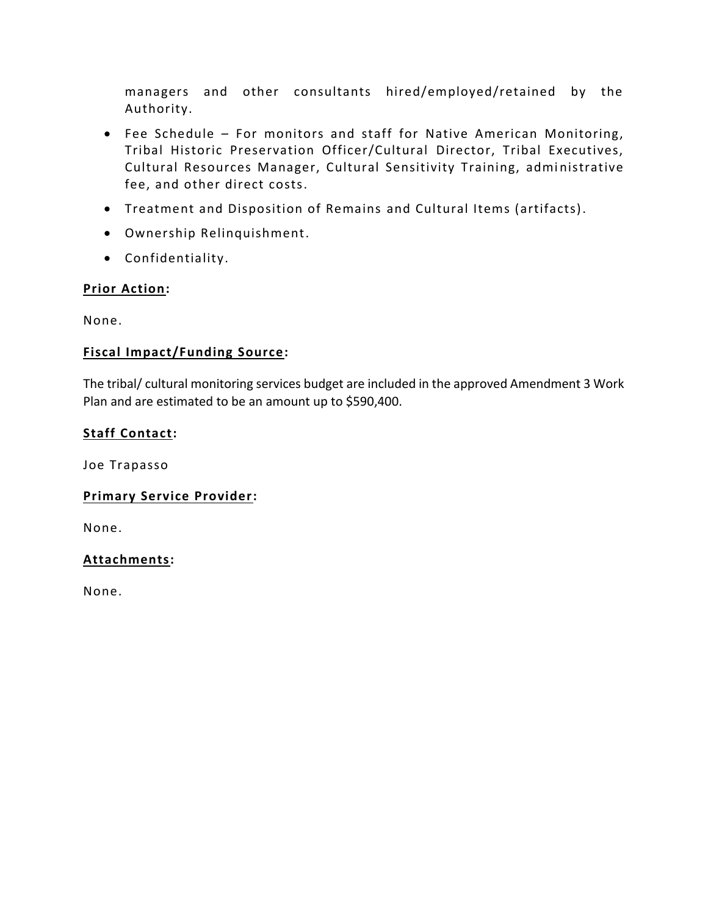managers and other consultants hired/employed/retained by the Authority.

- Fee Schedule – For monitors and staff for Native American Monitoring, Tribal Historic Preservation Officer/Cultural Director, Tribal Executives, Cultural Resources Manager, Cultural Sensitivity Training, administrative fee, and other direct costs.
- Treatment and Disposition of Remains and Cultural Items (artifacts).
- Ownership Relinquishment.
- Confidentiality.

**<u>Prior Action</u>:**

None.

**<u>Fiscal Impact/Funding Source</u>:**

The tribal/ cultural monitoring services budget are included in the approved Amendment 3 Work Plan and are estimated to be an amount up to $590,400.

**<u>Staff Contact</u>:**

Joe Trapasso

**<u>Primary Service Provider</u>:**

None.

**<u>Attachments</u>:**

None.